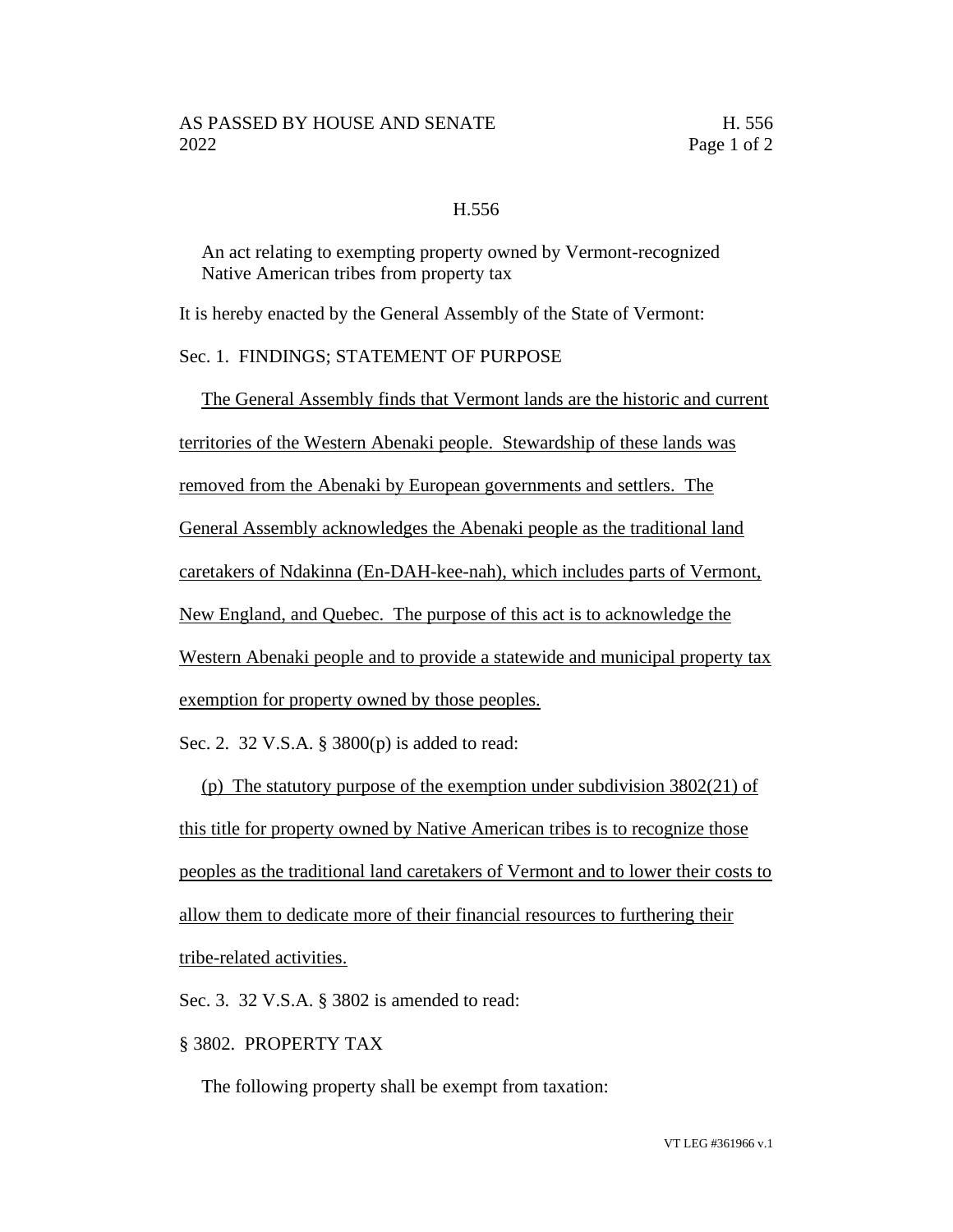# H.556

An act relating to exempting property owned by Vermont-recognized Native American tribes from property tax

It is hereby enacted by the General Assembly of the State of Vermont:

Sec. 1. FINDINGS; STATEMENT OF PURPOSE

The General Assembly finds that Vermont lands are the historic and current territories of the Western Abenaki people. Stewardship of these lands was removed from the Abenaki by European governments and settlers. The General Assembly acknowledges the Abenaki people as the traditional land caretakers of Ndakinna (En-DAH-kee-nah), which includes parts of Vermont, New England, and Quebec. The purpose of this act is to acknowledge the Western Abenaki people and to provide a statewide and municipal property tax exemption for property owned by those peoples.

Sec. 2. 32 V.S.A. § 3800(p) is added to read:

(p) The statutory purpose of the exemption under subdivision 3802(21) of this title for property owned by Native American tribes is to recognize those peoples as the traditional land caretakers of Vermont and to lower their costs to allow them to dedicate more of their financial resources to furthering their tribe-related activities.

Sec. 3. 32 V.S.A. § 3802 is amended to read:

§ 3802. PROPERTY TAX

The following property shall be exempt from taxation: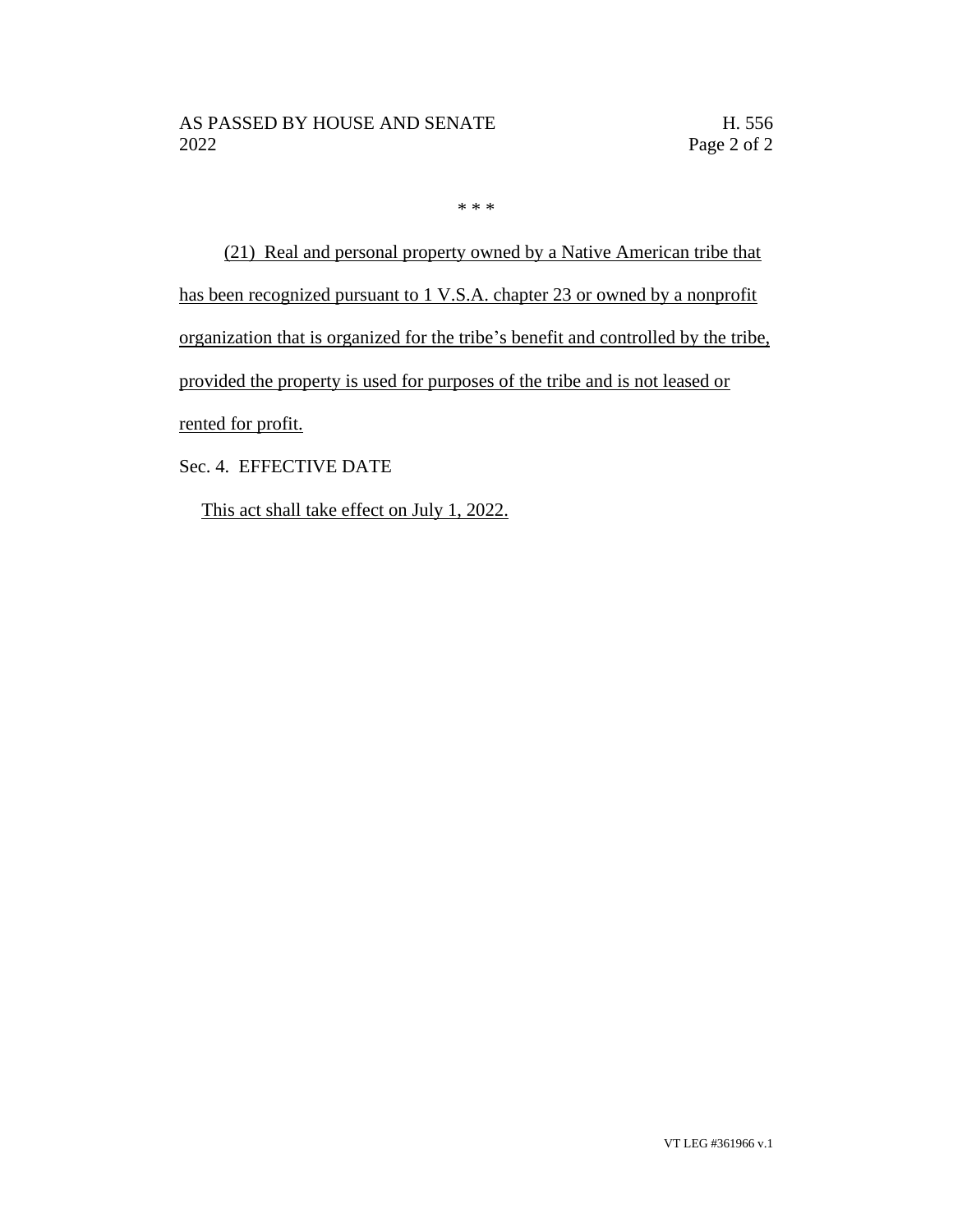\* \* \*

(21) Real and personal property owned by a Native American tribe that has been recognized pursuant to 1 V.S.A. chapter 23 or owned by a nonprofit organization that is organized for the tribe's benefit and controlled by the tribe, provided the property is used for purposes of the tribe and is not leased or rented for profit.

Sec. 4. EFFECTIVE DATE

This act shall take effect on July 1, 2022.